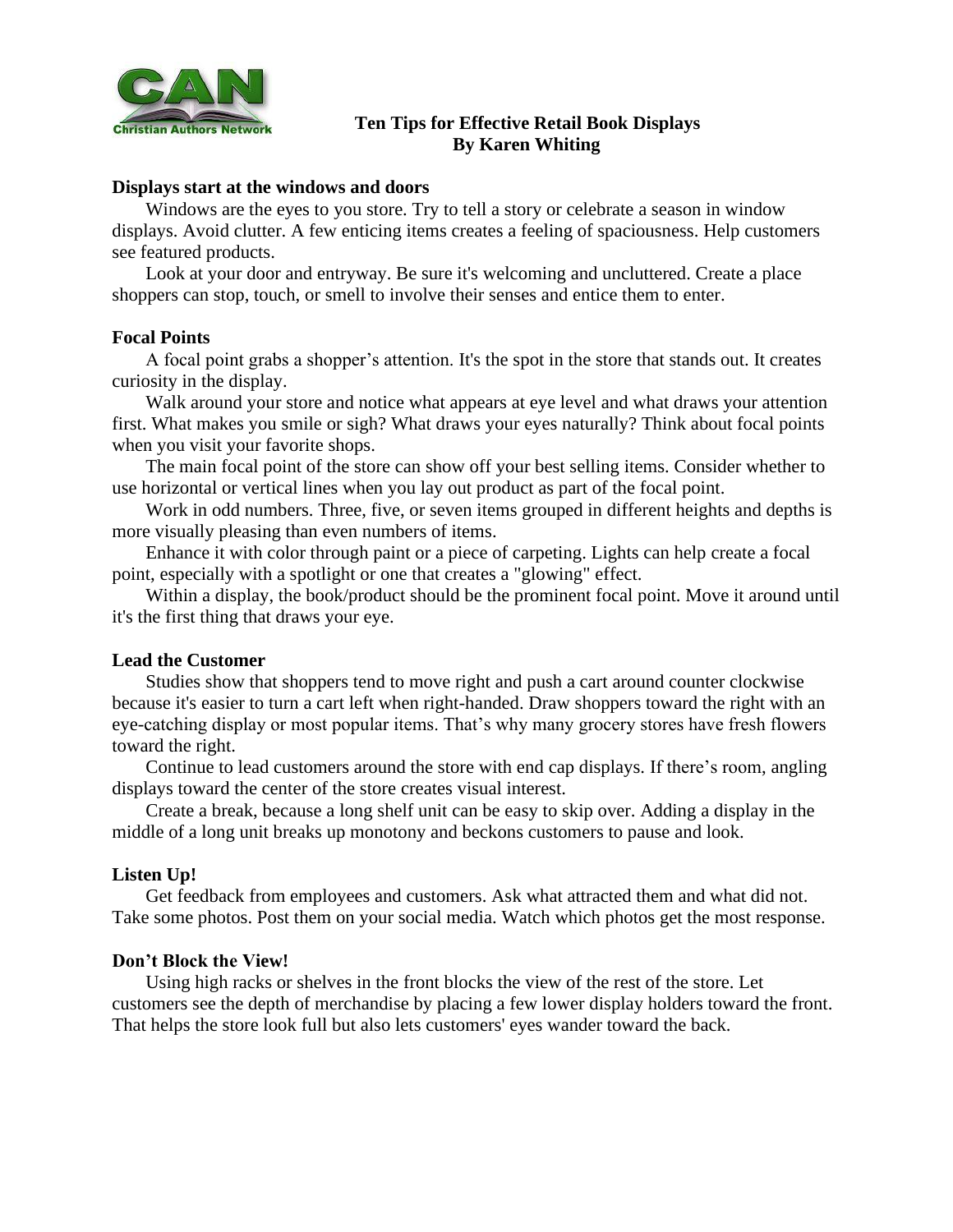# Ten Tips for Effective Retail Book Displays
**By Karen Whiting**

### Displays start at the windows and doors

Windows are the eyes to you store. Try to tell a story or celebrate a season in window displays. Avoid clutter. A few enticing items creates a feeling of spaciousness. Help customers see featured products.

Look at your door and entryway. Be sure it's welcoming and uncluttered. Create a place shoppers can stop, touch, or smell to involve their senses and entice them to enter.

### Focal Points

A focal point grabs a shopper's attention. It's the spot in the store that stands out. It creates curiosity in the display.

Walk around your store and notice what appears at eye level and what draws your attention first. What makes you smile or sigh? What draws your eyes naturally? Think about focal points when you visit your favorite shops.

The main focal point of the store can show off your best selling items. Consider whether to use horizontal or vertical lines when you lay out product as part of the focal point.

Work in odd numbers. Three, five, or seven items grouped in different heights and depths is more visually pleasing than even numbers of items.

Enhance it with color through paint or a piece of carpeting. Lights can help create a focal point, especially with a spotlight or one that creates a "glowing" effect.

Within a display, the book/product should be the prominent focal point. Move it around until it's the first thing that draws your eye.

### Lead the Customer

Studies show that shoppers tend to move right and push a cart around counter clockwise because it's easier to turn a cart left when right-handed. Draw shoppers toward the right with an eye-catching display or most popular items. That's why many grocery stores have fresh flowers toward the right.

Continue to lead customers around the store with end cap displays. If there's room, angling displays toward the center of the store creates visual interest.

Create a break, because a long shelf unit can be easy to skip over. Adding a display in the middle of a long unit breaks up monotony and beckons customers to pause and look.

### Listen Up!

Get feedback from employees and customers. Ask what attracted them and what did not. Take some photos. Post them on your social media. Watch which photos get the most response.

### Don't Block the View!

Using high racks or shelves in the front blocks the view of the rest of the store. Let customers see the depth of merchandise by placing a few lower display holders toward the front. That helps the store look full but also lets customers' eyes wander toward the back.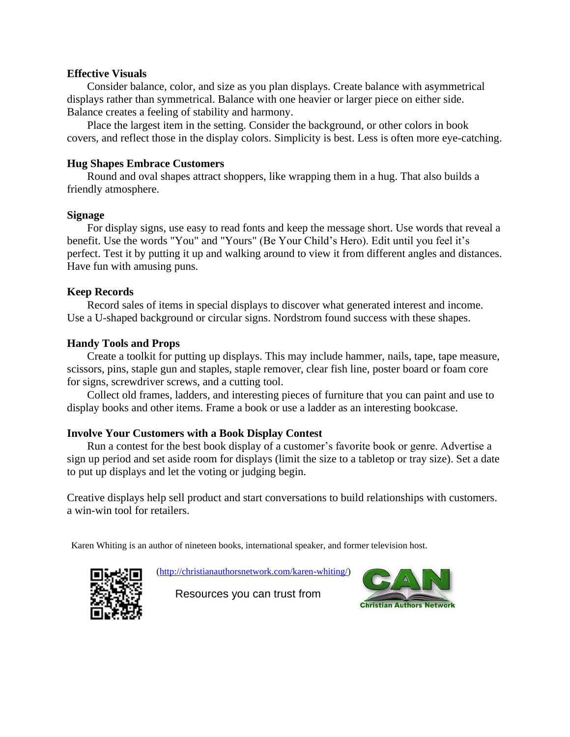**Effective Visuals**

Consider balance, color, and size as you plan displays. Create balance with asymmetrical displays rather than symmetrical. Balance with one heavier or larger piece on either side. Balance creates a feeling of stability and harmony.

Place the largest item in the setting. Consider the background, or other colors in book covers, and reflect those in the display colors. Simplicity is best. Less is often more eye-catching.

**Hug Shapes Embrace Customers**

Round and oval shapes attract shoppers, like wrapping them in a hug. That also builds a friendly atmosphere.

**Signage**

For display signs, use easy to read fonts and keep the message short. Use words that reveal a benefit. Use the words "You" and "Yours" (Be Your Child's Hero). Edit until you feel it's perfect. Test it by putting it up and walking around to view it from different angles and distances. Have fun with amusing puns.

**Keep Records**

Record sales of items in special displays to discover what generated interest and income. Use a U-shaped background or circular signs. Nordstrom found success with these shapes.

**Handy Tools and Props**

Create a toolkit for putting up displays. This may include hammer, nails, tape, tape measure, scissors, pins, staple gun and staples, staple remover, clear fish line, poster board or foam core for signs, screwdriver screws, and a cutting tool.

Collect old frames, ladders, and interesting pieces of furniture that you can paint and use to display books and other items. Frame a book or use a ladder as an interesting bookcase.

**Involve Your Customers with a Book Display Contest**

Run a contest for the best book display of a customer's favorite book or genre. Advertise a sign up period and set aside room for displays (limit the size to a tabletop or tray size). Set a date to put up displays and let the voting or judging begin.

Creative displays help sell product and start conversations to build relationships with customers. a win-win tool for retailers.

Karen Whiting is an author of nineteen books, international speaker, and former television host.

(http://christianauthorsnetwork.com/karen-whiting/)

Resources you can trust from

CAN Christian Authors Network